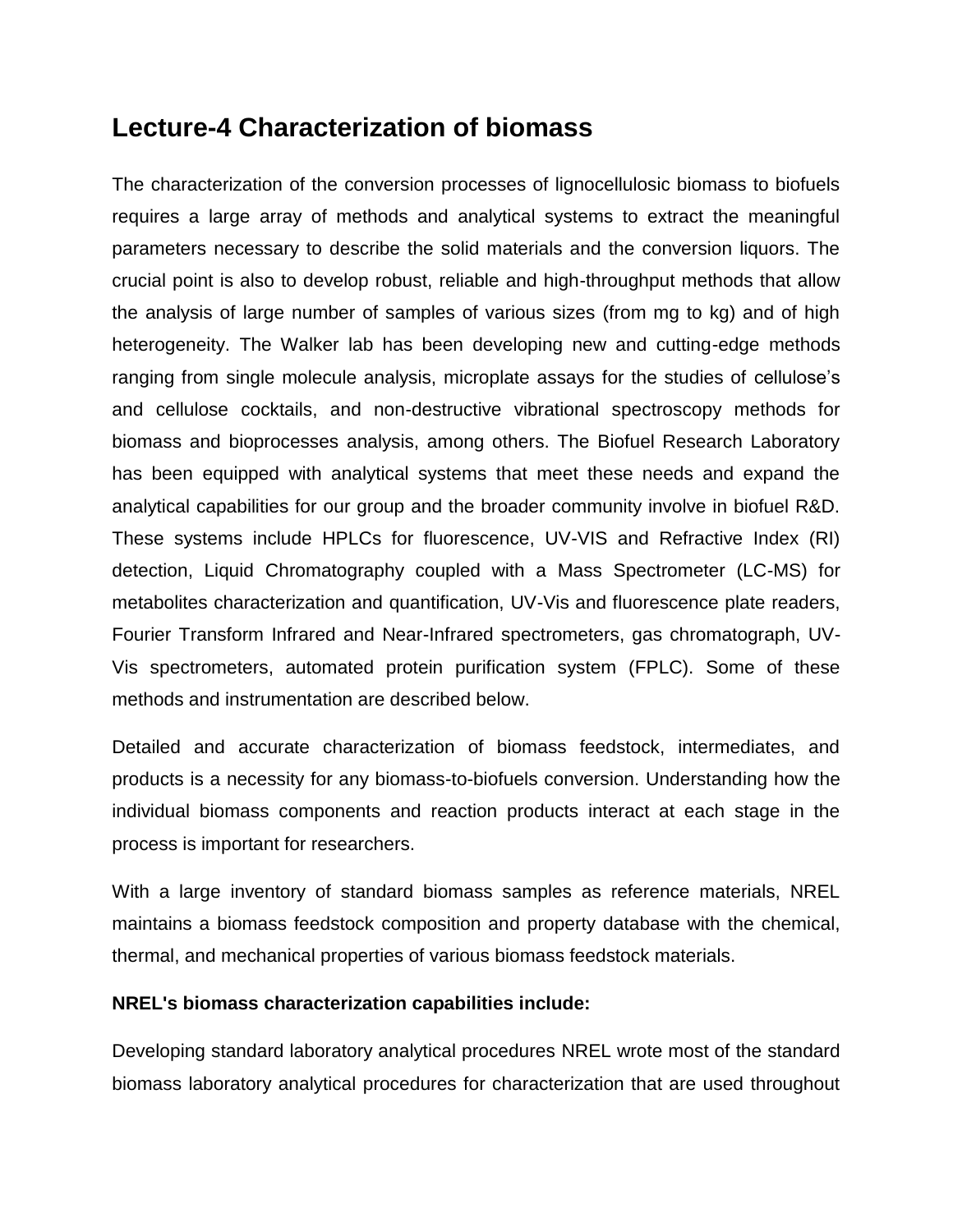# Lecture-4 Characterization of biomass

The characterization of the conversion processes of lignocellulosic biomass to biofuels requires a large array of methods and analytical systems to extract the meaningful parameters necessary to describe the solid materials and the conversion liquors. The crucial point is also to develop robust, reliable and high-throughput methods that allow the analysis of large number of samples of various sizes (from mg to kg) and of high heterogeneity. The Walker lab has been developing new and cutting-edge methods ranging from single molecule analysis, microplate assays for the studies of cellulose's and cellulose cocktails, and non-destructive vibrational spectroscopy methods for biomass and bioprocesses analysis, among others. The Biofuel Research Laboratory has been equipped with analytical systems that meet these needs and expand the analytical capabilities for our group and the broader community involve in biofuel R&D. These systems include HPLCs for fluorescence, UV-VIS and Refractive Index (RI) detection, Liquid Chromatography coupled with a Mass Spectrometer (LC-MS) for metabolites characterization and quantification, UV-Vis and fluorescence plate readers, Fourier Transform Infrared and Near-Infrared spectrometers, gas chromatograph, UV-Vis spectrometers, automated protein purification system (FPLC). Some of these methods and instrumentation are described below.

Detailed and accurate characterization of biomass feedstock, intermediates, and products is a necessity for any biomass-to-biofuels conversion. Understanding how the individual biomass components and reaction products interact at each stage in the process is important for researchers.

With a large inventory of standard biomass samples as reference materials, NREL maintains a biomass feedstock composition and property database with the chemical, thermal, and mechanical properties of various biomass feedstock materials.

**NREL's biomass characterization capabilities include:**

Developing standard laboratory analytical procedures NREL wrote most of the standard biomass laboratory analytical procedures for characterization that are used throughout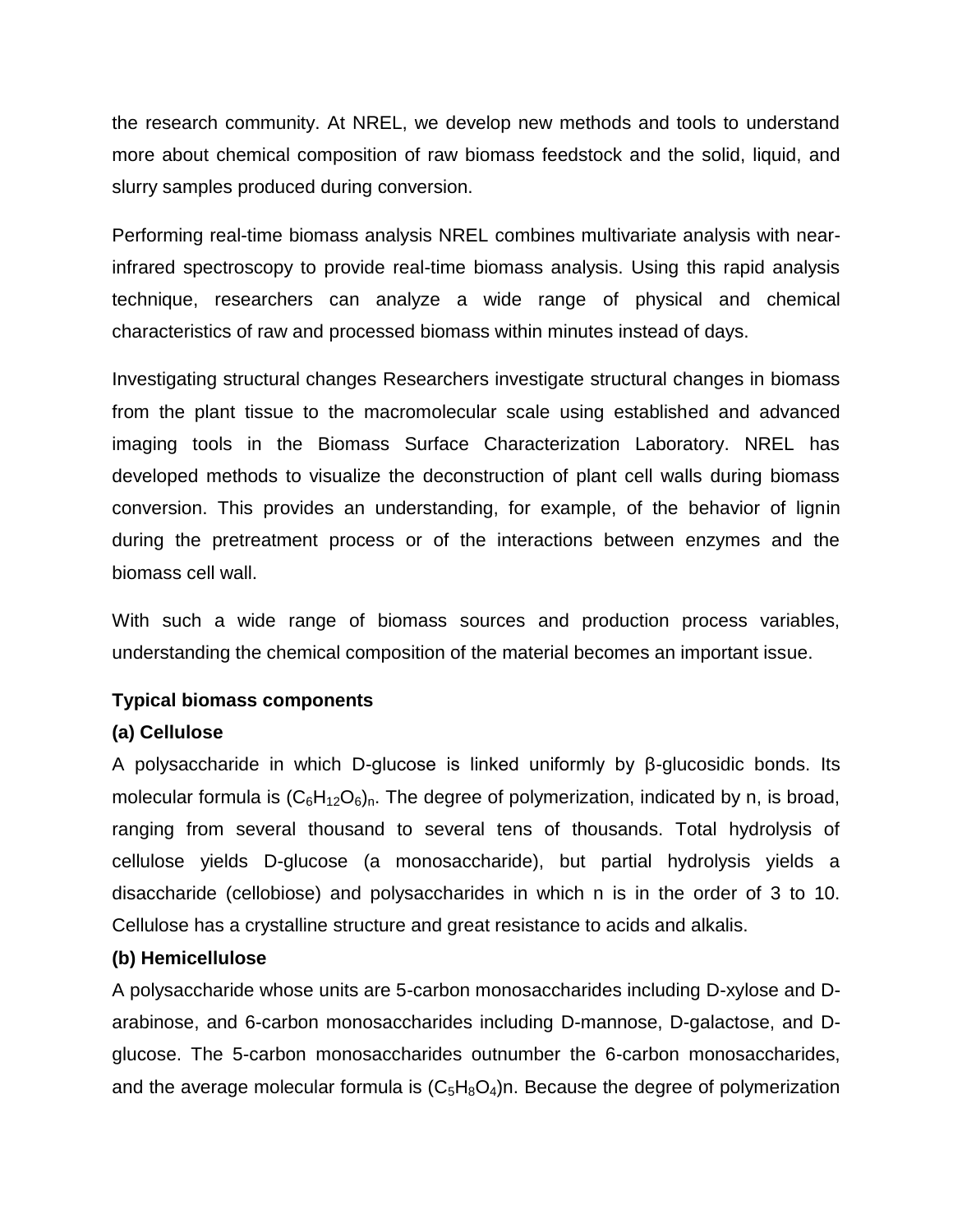the research community. At NREL, we develop new methods and tools to understand more about chemical composition of raw biomass feedstock and the solid, liquid, and slurry samples produced during conversion.

Performing real-time biomass analysis NREL combines multivariate analysis with near-infrared spectroscopy to provide real-time biomass analysis. Using this rapid analysis technique, researchers can analyze a wide range of physical and chemical characteristics of raw and processed biomass within minutes instead of days.

Investigating structural changes Researchers investigate structural changes in biomass from the plant tissue to the macromolecular scale using established and advanced imaging tools in the Biomass Surface Characterization Laboratory. NREL has developed methods to visualize the deconstruction of plant cell walls during biomass conversion. This provides an understanding, for example, of the behavior of lignin during the pretreatment process or of the interactions between enzymes and the biomass cell wall.

With such a wide range of biomass sources and production process variables, understanding the chemical composition of the material becomes an important issue.

**Typical biomass components**

**(a) Cellulose**

A polysaccharide in which D-glucose is linked uniformly by β-glucosidic bonds. Its molecular formula is $(C_6H_{12}O_6)_n$. The degree of polymerization, indicated by n, is broad, ranging from several thousand to several tens of thousands. Total hydrolysis of cellulose yields D-glucose (a monosaccharide), but partial hydrolysis yields a disaccharide (cellobiose) and polysaccharides in which n is in the order of 3 to 10. Cellulose has a crystalline structure and great resistance to acids and alkalis.

**(b) Hemicellulose**

A polysaccharide whose units are 5-carbon monosaccharides including D-xylose and D-arabinose, and 6-carbon monosaccharides including D-mannose, D-galactose, and D-glucose. The 5-carbon monosaccharides outnumber the 6-carbon monosaccharides, and the average molecular formula is $(C_5H_8O_4)n$. Because the degree of polymerization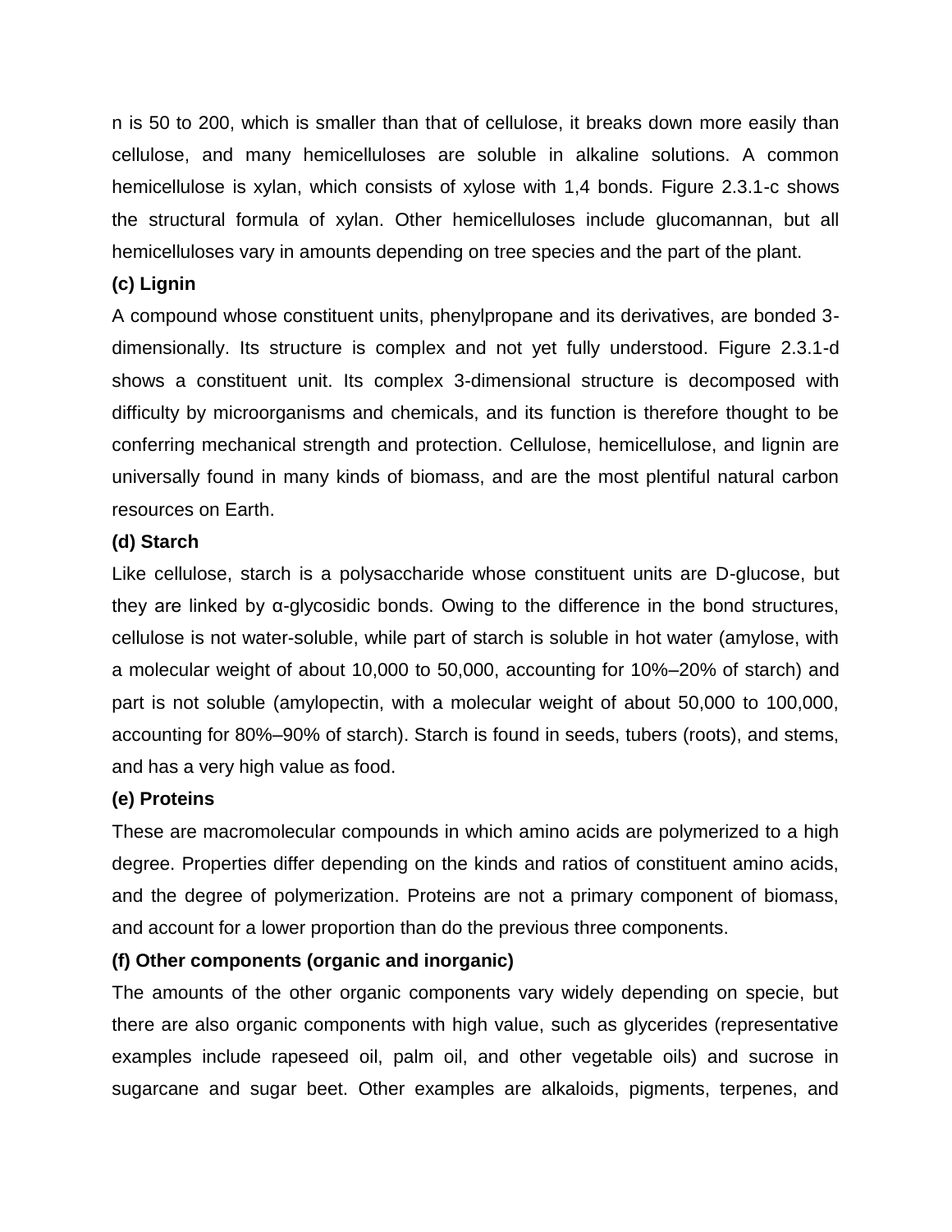n is 50 to 200, which is smaller than that of cellulose, it breaks down more easily than cellulose, and many hemicelluloses are soluble in alkaline solutions. A common hemicellulose is xylan, which consists of xylose with 1,4 bonds. Figure 2.3.1-c shows the structural formula of xylan. Other hemicelluloses include glucomannan, but all hemicelluloses vary in amounts depending on tree species and the part of the plant.

**(c) Lignin**

A compound whose constituent units, phenylpropane and its derivatives, are bonded 3-dimensionally. Its structure is complex and not yet fully understood. Figure 2.3.1-d shows a constituent unit. Its complex 3-dimensional structure is decomposed with difficulty by microorganisms and chemicals, and its function is therefore thought to be conferring mechanical strength and protection. Cellulose, hemicellulose, and lignin are universally found in many kinds of biomass, and are the most plentiful natural carbon resources on Earth.

**(d) Starch**

Like cellulose, starch is a polysaccharide whose constituent units are D-glucose, but they are linked by α-glycosidic bonds. Owing to the difference in the bond structures, cellulose is not water-soluble, while part of starch is soluble in hot water (amylose, with a molecular weight of about 10,000 to 50,000, accounting for 10%–20% of starch) and part is not soluble (amylopectin, with a molecular weight of about 50,000 to 100,000, accounting for 80%–90% of starch). Starch is found in seeds, tubers (roots), and stems, and has a very high value as food.

**(e) Proteins**

These are macromolecular compounds in which amino acids are polymerized to a high degree. Properties differ depending on the kinds and ratios of constituent amino acids, and the degree of polymerization. Proteins are not a primary component of biomass, and account for a lower proportion than do the previous three components.

**(f) Other components (organic and inorganic)**

The amounts of the other organic components vary widely depending on specie, but there are also organic components with high value, such as glycerides (representative examples include rapeseed oil, palm oil, and other vegetable oils) and sucrose in sugarcane and sugar beet. Other examples are alkaloids, pigments, terpenes, and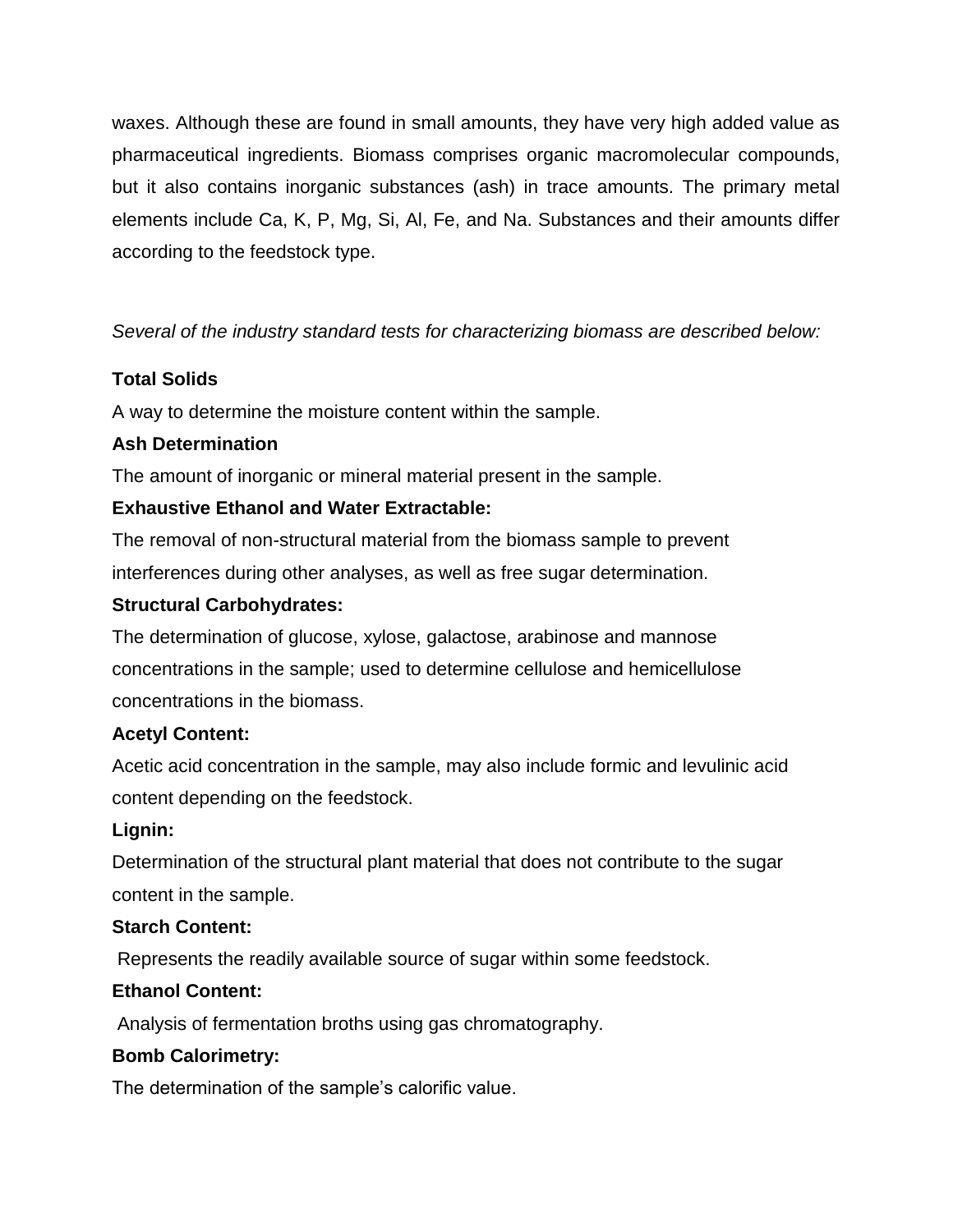waxes. Although these are found in small amounts, they have very high added value as pharmaceutical ingredients. Biomass comprises organic macromolecular compounds, but it also contains inorganic substances (ash) in trace amounts. The primary metal elements include Ca, K, P, Mg, Si, Al, Fe, and Na. Substances and their amounts differ according to the feedstock type.

*Several of the industry standard tests for characterizing biomass are described below:*

**Total Solids**

A way to determine the moisture content within the sample.

**Ash Determination**

The amount of inorganic or mineral material present in the sample.

**Exhaustive Ethanol and Water Extractable:**

The removal of non-structural material from the biomass sample to prevent interferences during other analyses, as well as free sugar determination.

**Structural Carbohydrates:**

The determination of glucose, xylose, galactose, arabinose and mannose concentrations in the sample; used to determine cellulose and hemicellulose concentrations in the biomass.

**Acetyl Content:**

Acetic acid concentration in the sample, may also include formic and levulinic acid content depending on the feedstock.

**Lignin:**

Determination of the structural plant material that does not contribute to the sugar content in the sample.

**Starch Content:**

Represents the readily available source of sugar within some feedstock.

**Ethanol Content:**

Analysis of fermentation broths using gas chromatography.

**Bomb Calorimetry:**

The determination of the sample's calorific value.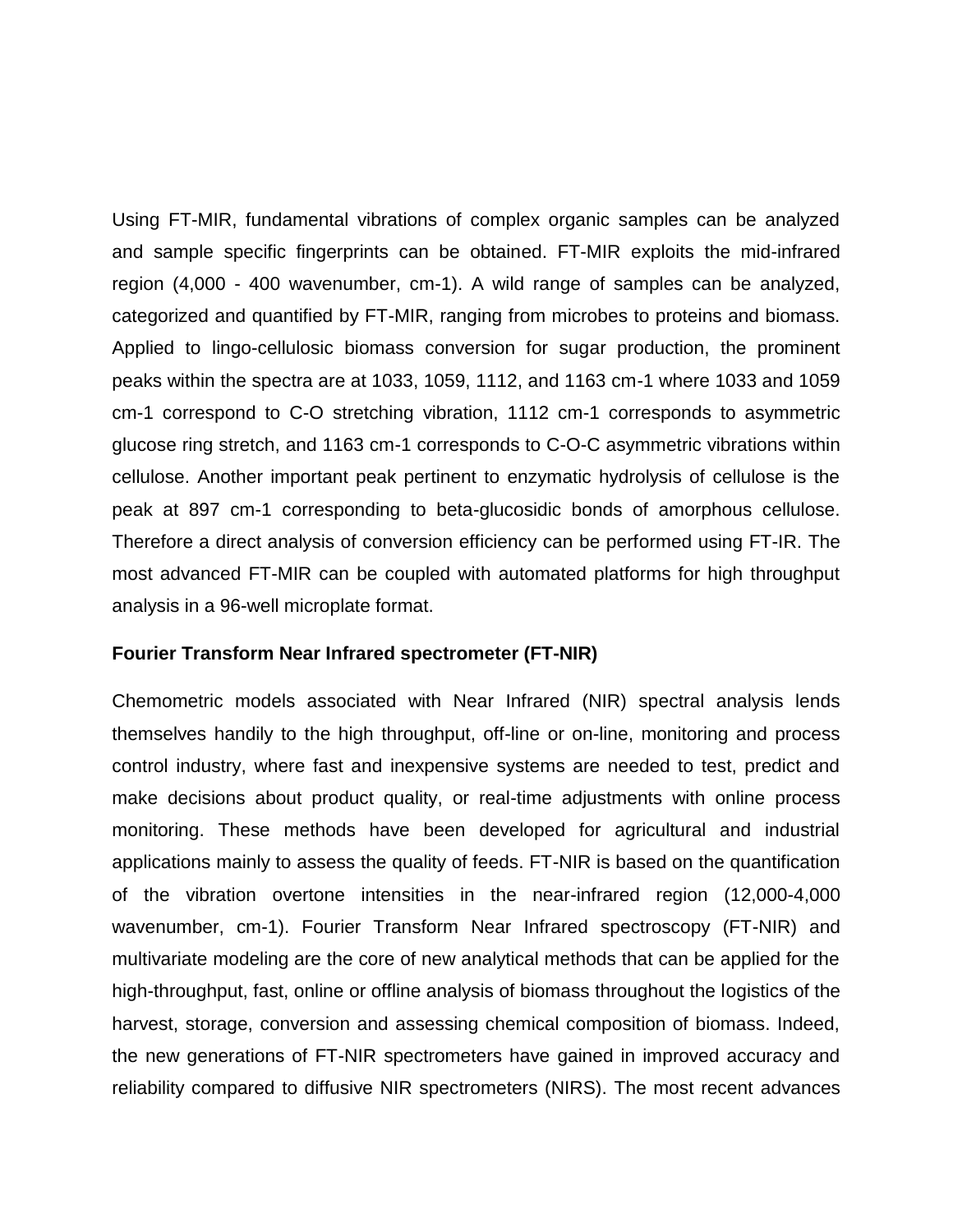Using FT-MIR, fundamental vibrations of complex organic samples can be analyzed and sample specific fingerprints can be obtained. FT-MIR exploits the mid-infrared region (4,000 - 400 wavenumber, cm-1). A wild range of samples can be analyzed, categorized and quantified by FT-MIR, ranging from microbes to proteins and biomass. Applied to lingo-cellulosic biomass conversion for sugar production, the prominent peaks within the spectra are at 1033, 1059, 1112, and 1163 cm-1 where 1033 and 1059 cm-1 correspond to C-O stretching vibration, 1112 cm-1 corresponds to asymmetric glucose ring stretch, and 1163 cm-1 corresponds to C-O-C asymmetric vibrations within cellulose. Another important peak pertinent to enzymatic hydrolysis of cellulose is the peak at 897 cm-1 corresponding to beta-glucosidic bonds of amorphous cellulose. Therefore a direct analysis of conversion efficiency can be performed using FT-IR. The most advanced FT-MIR can be coupled with automated platforms for high throughput analysis in a 96-well microplate format.

**Fourier Transform Near Infrared spectrometer (FT-NIR)**

Chemometric models associated with Near Infrared (NIR) spectral analysis lends themselves handily to the high throughput, off-line or on-line, monitoring and process control industry, where fast and inexpensive systems are needed to test, predict and make decisions about product quality, or real-time adjustments with online process monitoring. These methods have been developed for agricultural and industrial applications mainly to assess the quality of feeds. FT-NIR is based on the quantification of the vibration overtone intensities in the near-infrared region (12,000-4,000 wavenumber, cm-1). Fourier Transform Near Infrared spectroscopy (FT-NIR) and multivariate modeling are the core of new analytical methods that can be applied for the high-throughput, fast, online or offline analysis of biomass throughout the logistics of the harvest, storage, conversion and assessing chemical composition of biomass. Indeed, the new generations of FT-NIR spectrometers have gained in improved accuracy and reliability compared to diffusive NIR spectrometers (NIRS). The most recent advances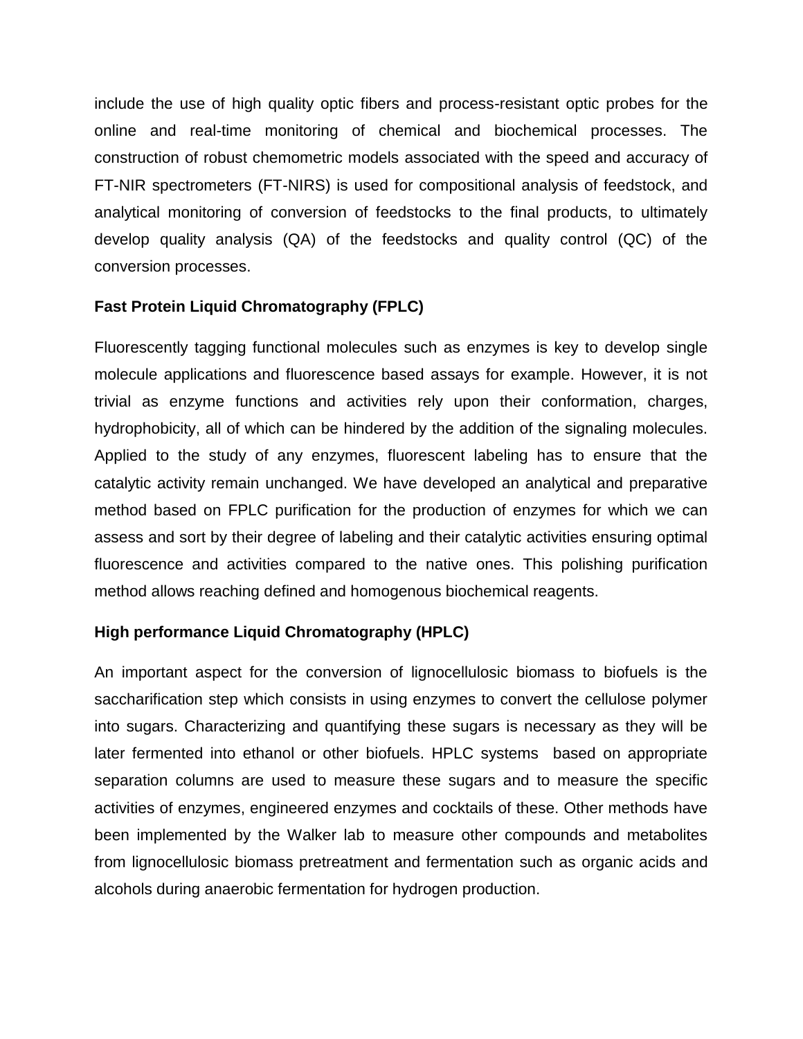include the use of high quality optic fibers and process-resistant optic probes for the online and real-time monitoring of chemical and biochemical processes. The construction of robust chemometric models associated with the speed and accuracy of FT-NIR spectrometers (FT-NIRS) is used for compositional analysis of feedstock, and analytical monitoring of conversion of feedstocks to the final products, to ultimately develop quality analysis (QA) of the feedstocks and quality control (QC) of the conversion processes.

**Fast Protein Liquid Chromatography (FPLC)**

Fluorescently tagging functional molecules such as enzymes is key to develop single molecule applications and fluorescence based assays for example. However, it is not trivial as enzyme functions and activities rely upon their conformation, charges, hydrophobicity, all of which can be hindered by the addition of the signaling molecules. Applied to the study of any enzymes, fluorescent labeling has to ensure that the catalytic activity remain unchanged. We have developed an analytical and preparative method based on FPLC purification for the production of enzymes for which we can assess and sort by their degree of labeling and their catalytic activities ensuring optimal fluorescence and activities compared to the native ones. This polishing purification method allows reaching defined and homogenous biochemical reagents.

**High performance Liquid Chromatography (HPLC)**

An important aspect for the conversion of lignocellulosic biomass to biofuels is the saccharification step which consists in using enzymes to convert the cellulose polymer into sugars. Characterizing and quantifying these sugars is necessary as they will be later fermented into ethanol or other biofuels. HPLC systems based on appropriate separation columns are used to measure these sugars and to measure the specific activities of enzymes, engineered enzymes and cocktails of these. Other methods have been implemented by the Walker lab to measure other compounds and metabolites from lignocellulosic biomass pretreatment and fermentation such as organic acids and alcohols during anaerobic fermentation for hydrogen production.